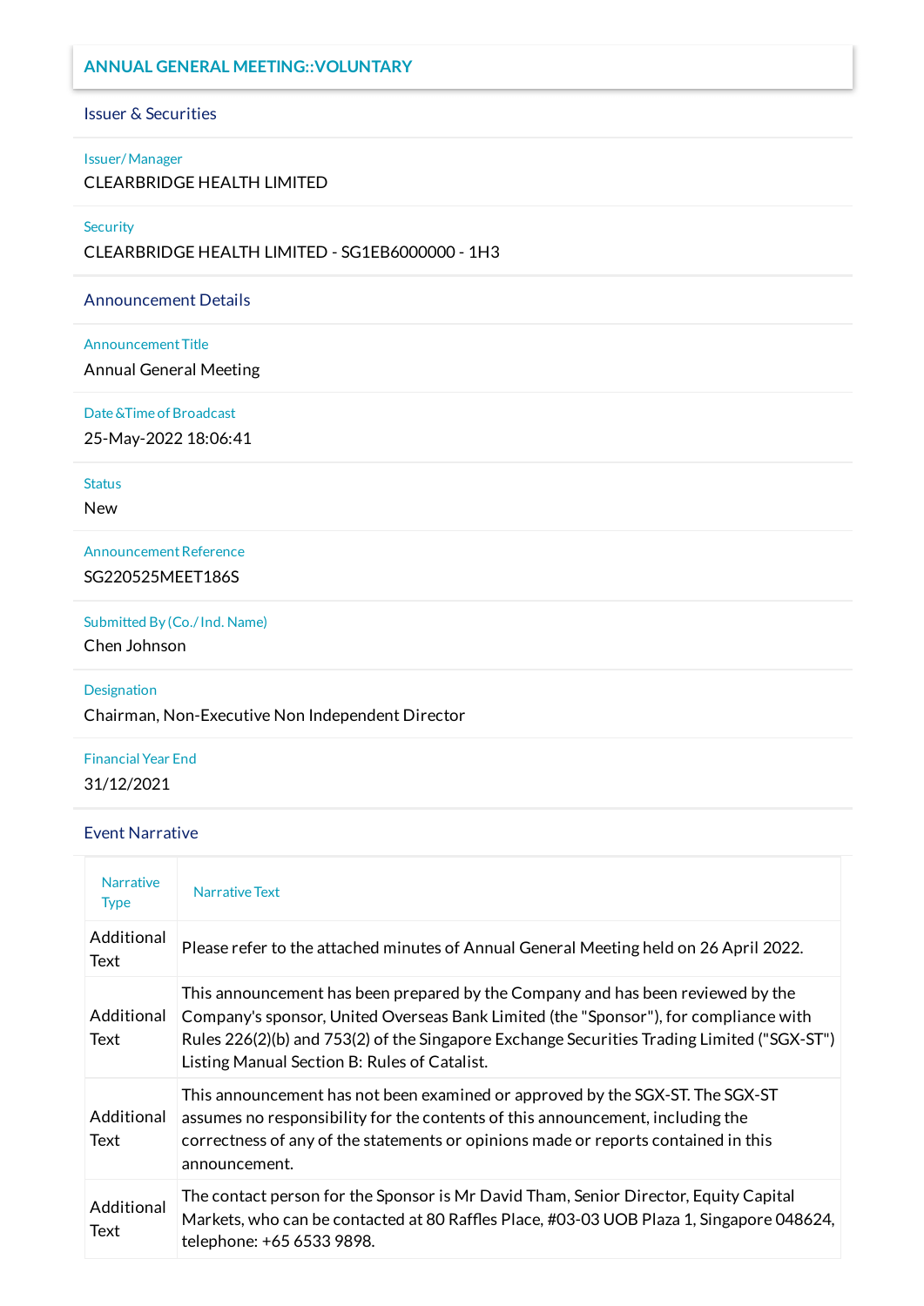# ANNUAL GENERAL MEETING::VOLUNTARY

## Issuer & Securities

**Issuer/ Manager**

CLEARBRIDGE HEALTH LIMITED

**Security**

CLEARBRIDGE HEALTH LIMITED - SG1EB6000000 - 1H3

## Announcement Details

**Announcement Title**

Annual General Meeting

**Date &Time of Broadcast**

25-May-2022 18:06:41

**Status**

New

**Announcement Reference**

SG220525MEET186S

**Submitted By (Co./ Ind. Name)**

Chen Johnson

**Designation**

Chairman, Non-Executive Non Independent Director

**Financial Year End**

31/12/2021

## Event Narrative

| Narrative Type | Narrative Text |
|---|---|
| Additional Text | Please refer to the attached minutes of Annual General Meeting held on 26 April 2022. |
| Additional Text | This announcement has been prepared by the Company and has been reviewed by the Company's sponsor, United Overseas Bank Limited (the "Sponsor"), for compliance with Rules 226(2)(b) and 753(2) of the Singapore Exchange Securities Trading Limited ("SGX-ST") Listing Manual Section B: Rules of Catalist. |
| Additional Text | This announcement has not been examined or approved by the SGX-ST. The SGX-ST assumes no responsibility for the contents of this announcement, including the correctness of any of the statements or opinions made or reports contained in this announcement. |
| Additional Text | The contact person for the Sponsor is Mr David Tham, Senior Director, Equity Capital Markets, who can be contacted at 80 Raffles Place, #03-03 UOB Plaza 1, Singapore 048624, telephone: +65 6533 9898. |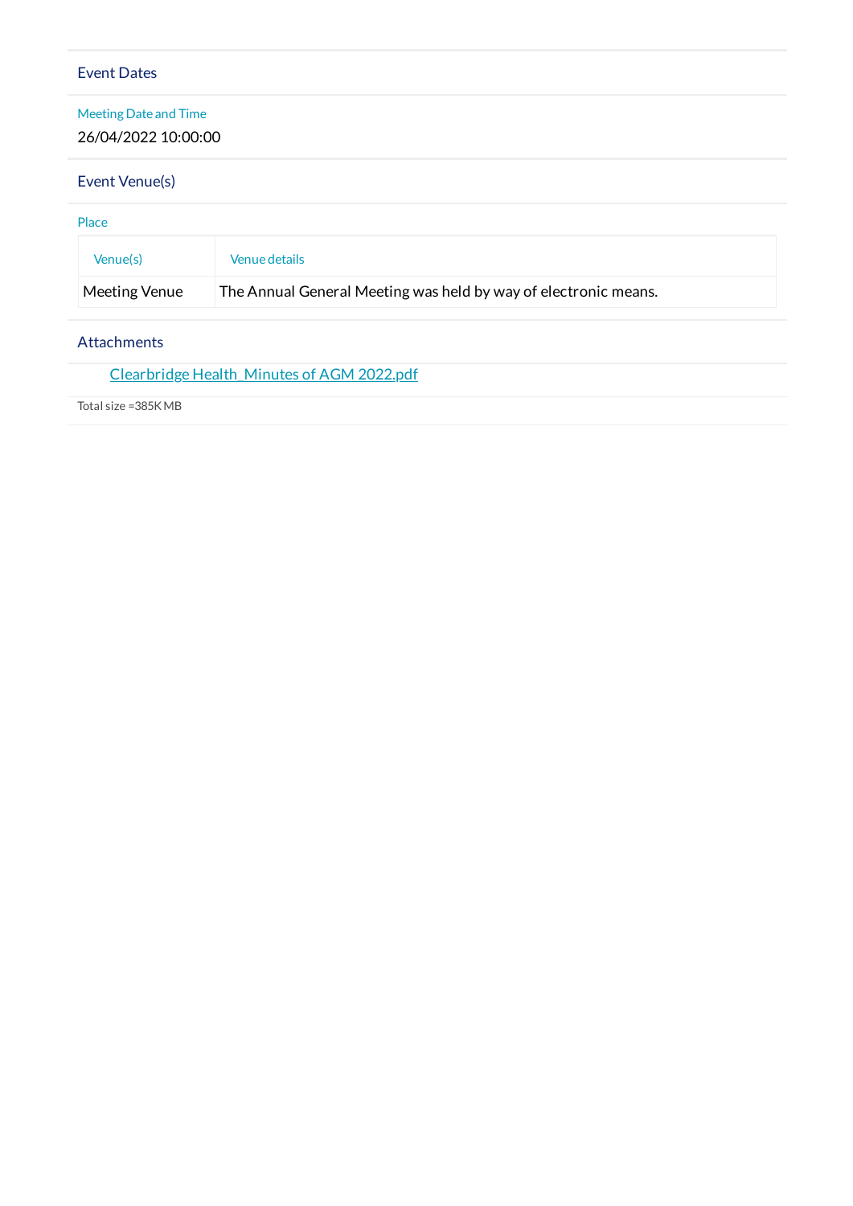## Event Dates

Meeting Date and Time

26/04/2022 10:00:00

## Event Venue(s)

Place

| Venue(s) | Venue details |
| --- | --- |
| Meeting Venue | The Annual General Meeting was held by way of electronic means. |

## Attachments

Clearbridge Health_Minutes of AGM 2022.pdf

Total size =385K MB